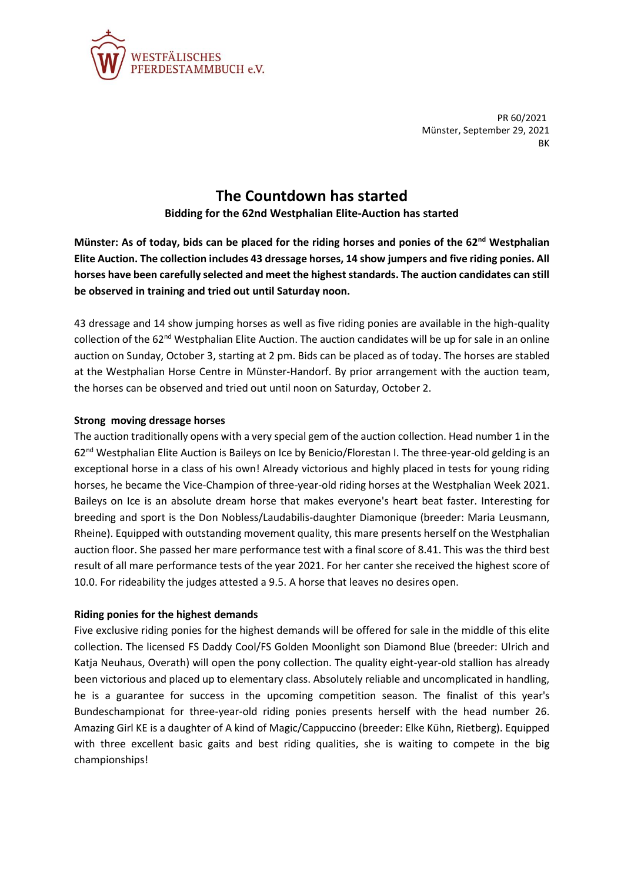WESTFÄLISCHES PFERDESTAMMBUCH e.V.

PR 60/2021
Münster, September 29, 2021
BK

# The Countdown has started

**Bidding for the 62nd Westphalian Elite-Auction has started**

**Münster: As of today, bids can be placed for the riding horses and ponies of the 62nd Westphalian Elite Auction. The collection includes 43 dressage horses, 14 show jumpers and five riding ponies. All horses have been carefully selected and meet the highest standards. The auction candidates can still be observed in training and tried out until Saturday noon.**

43 dressage and 14 show jumping horses as well as five riding ponies are available in the high-quality collection of the 62nd Westphalian Elite Auction. The auction candidates will be up for sale in an online auction on Sunday, October 3, starting at 2 pm. Bids can be placed as of today. The horses are stabled at the Westphalian Horse Centre in Münster-Handorf. By prior arrangement with the auction team, the horses can be observed and tried out until noon on Saturday, October 2.

**Strong moving dressage horses**

The auction traditionally opens with a very special gem of the auction collection. Head number 1 in the 62nd Westphalian Elite Auction is Baileys on Ice by Benicio/Florestan I. The three-year-old gelding is an exceptional horse in a class of his own! Already victorious and highly placed in tests for young riding horses, he became the Vice-Champion of three-year-old riding horses at the Westphalian Week 2021. Baileys on Ice is an absolute dream horse that makes everyone's heart beat faster. Interesting for breeding and sport is the Don Nobless/Laudabilis-daughter Diamonique (breeder: Maria Leusmann, Rheine). Equipped with outstanding movement quality, this mare presents herself on the Westphalian auction floor. She passed her mare performance test with a final score of 8.41. This was the third best result of all mare performance tests of the year 2021. For her canter she received the highest score of 10.0. For rideability the judges attested a 9.5. A horse that leaves no desires open.

**Riding ponies for the highest demands**

Five exclusive riding ponies for the highest demands will be offered for sale in the middle of this elite collection. The licensed FS Daddy Cool/FS Golden Moonlight son Diamond Blue (breeder: Ulrich and Katja Neuhaus, Overath) will open the pony collection. The quality eight-year-old stallion has already been victorious and placed up to elementary class. Absolutely reliable and uncomplicated in handling, he is a guarantee for success in the upcoming competition season. The finalist of this year's Bundeschampionat for three-year-old riding ponies presents herself with the head number 26. Amazing Girl KE is a daughter of A kind of Magic/Cappuccino (breeder: Elke Kühn, Rietberg). Equipped with three excellent basic gaits and best riding qualities, she is waiting to compete in the big championships!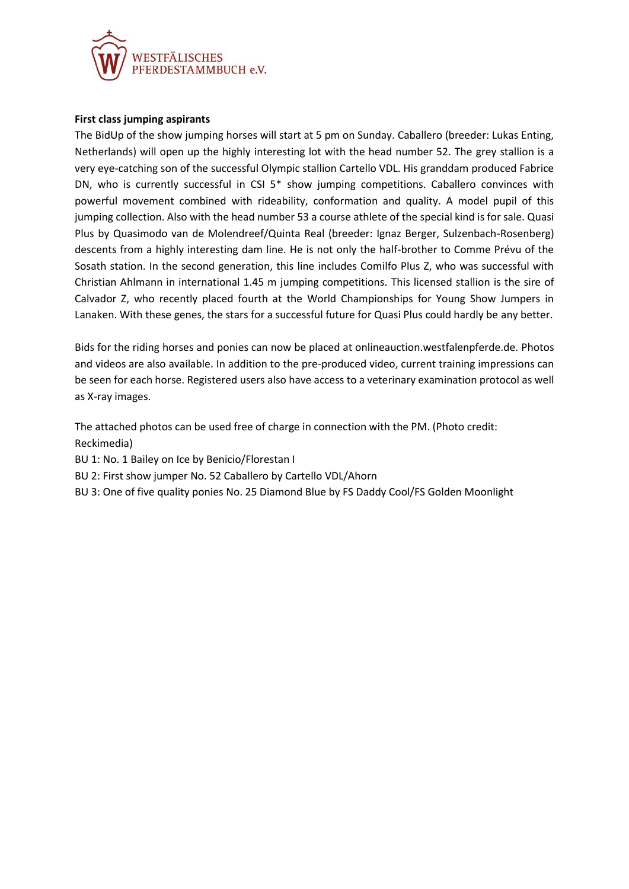**First class jumping aspirants**

The BidUp of the show jumping horses will start at 5 pm on Sunday. Caballero (breeder: Lukas Enting, Netherlands) will open up the highly interesting lot with the head number 52. The grey stallion is a very eye-catching son of the successful Olympic stallion Cartello VDL. His granddam produced Fabrice DN, who is currently successful in CSI 5* show jumping competitions. Caballero convinces with powerful movement combined with rideability, conformation and quality. A model pupil of this jumping collection. Also with the head number 53 a course athlete of the special kind is for sale. Quasi Plus by Quasimodo van de Molendreef/Quinta Real (breeder: Ignaz Berger, Sulzenbach-Rosenberg) descents from a highly interesting dam line. He is not only the half-brother to Comme Prévu of the Sosath station. In the second generation, this line includes Comilfo Plus Z, who was successful with Christian Ahlmann in international 1.45 m jumping competitions. This licensed stallion is the sire of Calvador Z, who recently placed fourth at the World Championships for Young Show Jumpers in Lanaken. With these genes, the stars for a successful future for Quasi Plus could hardly be any better.

Bids for the riding horses and ponies can now be placed at onlineauction.westfalenpferde.de. Photos and videos are also available. In addition to the pre-produced video, current training impressions can be seen for each horse. Registered users also have access to a veterinary examination protocol as well as X-ray images.

The attached photos can be used free of charge in connection with the PM. (Photo credit: Reckimedia)

BU 1: No. 1 Bailey on Ice by Benicio/Florestan I

BU 2: First show jumper No. 52 Caballero by Cartello VDL/Ahorn

BU 3: One of five quality ponies No. 25 Diamond Blue by FS Daddy Cool/FS Golden Moonlight